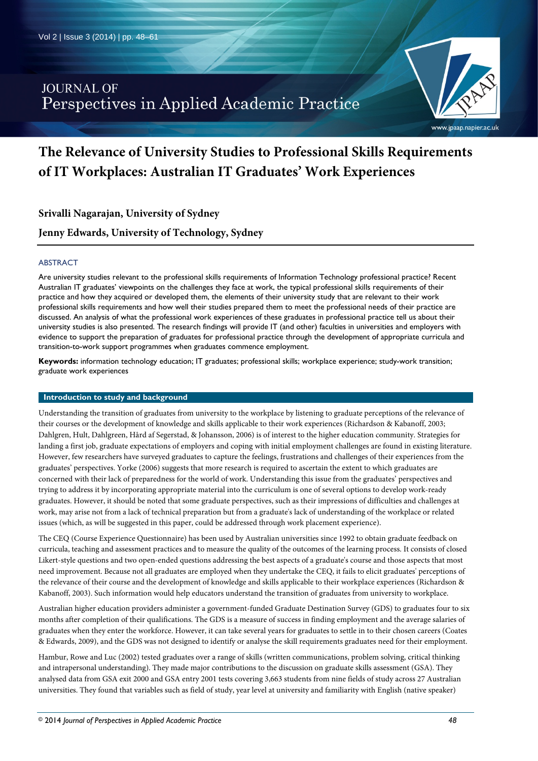# The Relevance of University Studies to Professional Skills Requirements of IT Workplaces: Australian IT Graduates' Work Experiences

**Srivalli Nagarajan, University of Sydney**

**Jenny Edwards, University of Technology, Sydney**

## ABSTRACT

Are university studies relevant to the professional skills requirements of Information Technology professional practice? Recent Australian IT graduates' viewpoints on the challenges they face at work, the typical professional skills requirements of their practice and how they acquired or developed them, the elements of their university study that are relevant to their work professional skills requirements and how well their studies prepared them to meet the professional needs of their practice are discussed. An analysis of what the professional work experiences of these graduates in professional practice tell us about their university studies is also presented. The research findings will provide IT (and other) faculties in universities and employers with evidence to support the preparation of graduates for professional practice through the development of appropriate curricula and transition-to-work support programmes when graduates commence employment.

**Keywords:** information technology education; IT graduates; professional skills; workplace experience; study-work transition; graduate work experiences

## Introduction to study and background

Understanding the transition of graduates from university to the workplace by listening to graduate perceptions of the relevance of their courses or the development of knowledge and skills applicable to their work experiences (Richardson & Kabanoff, 2003; Dahlgren, Hult, Dahlgreen, Hård af Segerstad, & Johansson, 2006) is of interest to the higher education community. Strategies for landing a first job, graduate expectations of employers and coping with initial employment challenges are found in existing literature. However, few researchers have surveyed graduates to capture the feelings, frustrations and challenges of their experiences from the graduates' perspectives. Yorke (2006) suggests that more research is required to ascertain the extent to which graduates are concerned with their lack of preparedness for the world of work. Understanding this issue from the graduates' perspectives and trying to address it by incorporating appropriate material into the curriculum is one of several options to develop work-ready graduates. However, it should be noted that some graduate perspectives, such as their impressions of difficulties and challenges at work, may arise not from a lack of technical preparation but from a graduate's lack of understanding of the workplace or related issues (which, as will be suggested in this paper, could be addressed through work placement experience).

The CEQ (Course Experience Questionnaire) has been used by Australian universities since 1992 to obtain graduate feedback on curricula, teaching and assessment practices and to measure the quality of the outcomes of the learning process. It consists of closed Likert-style questions and two open-ended questions addressing the best aspects of a graduate's course and those aspects that most need improvement. Because not all graduates are employed when they undertake the CEQ, it fails to elicit graduates' perceptions of the relevance of their course and the development of knowledge and skills applicable to their workplace experiences (Richardson & Kabanoff, 2003). Such information would help educators understand the transition of graduates from university to workplace.

Australian higher education providers administer a government-funded Graduate Destination Survey (GDS) to graduates four to six months after completion of their qualifications. The GDS is a measure of success in finding employment and the average salaries of graduates when they enter the workforce. However, it can take several years for graduates to settle in to their chosen careers (Coates & Edwards, 2009), and the GDS was not designed to identify or analyse the skill requirements graduates need for their employment.

Hambur, Rowe and Luc (2002) tested graduates over a range of skills (written communications, problem solving, critical thinking and intrapersonal understanding). They made major contributions to the discussion on graduate skills assessment (GSA). They analysed data from GSA exit 2000 and GSA entry 2001 tests covering 3,663 students from nine fields of study across 27 Australian universities. They found that variables such as field of study, year level at university and familiarity with English (native speaker)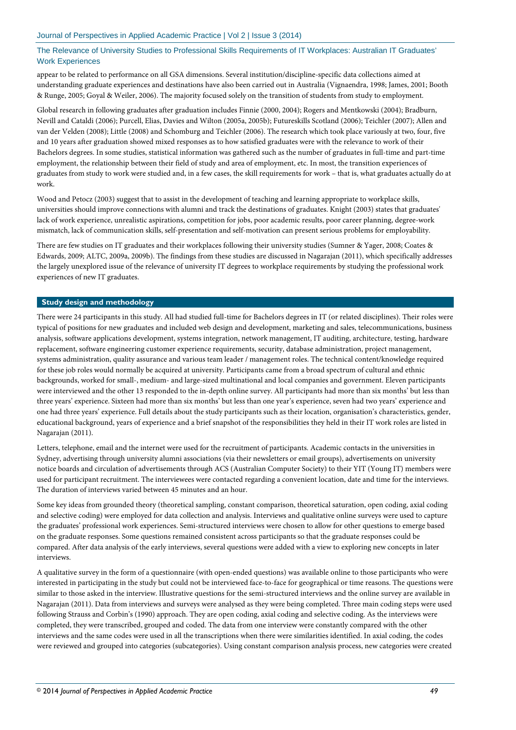appear to be related to performance on all GSA dimensions. Several institution/discipline-specific data collections aimed at understanding graduate experiences and destinations have also been carried out in Australia (Vignaendra, 1998; James, 2001; Booth & Runge, 2005; Goyal & Weiler, 2006). The majority focused solely on the transition of students from study to employment.

Global research in following graduates after graduation includes Finnie (2000, 2004); Rogers and Mentkowski (2004); Bradburn, Nevill and Cataldi (2006); Purcell, Elias, Davies and Wilton (2005a, 2005b); Futureskills Scotland (2006); Teichler (2007); Allen and van der Velden (2008); Little (2008) and Schomburg and Teichler (2006). The research which took place variously at two, four, five and 10 years after graduation showed mixed responses as to how satisfied graduates were with the relevance to work of their Bachelors degrees. In some studies, statistical information was gathered such as the number of graduates in full-time and part-time employment, the relationship between their field of study and area of employment, etc. In most, the transition experiences of graduates from study to work were studied and, in a few cases, the skill requirements for work – that is, what graduates actually do at work.

Wood and Petocz (2003) suggest that to assist in the development of teaching and learning appropriate to workplace skills, universities should improve connections with alumni and track the destinations of graduates. Knight (2003) states that graduates' lack of work experience, unrealistic aspirations, competition for jobs, poor academic results, poor career planning, degree-work mismatch, lack of communication skills, self-presentation and self-motivation can present serious problems for employability.

There are few studies on IT graduates and their workplaces following their university studies (Sumner & Yager, 2008; Coates & Edwards, 2009; ALTC, 2009a, 2009b). The findings from these studies are discussed in Nagarajan (2011), which specifically addresses the largely unexplored issue of the relevance of university IT degrees to workplace requirements by studying the professional work experiences of new IT graduates.

## Study design and methodology

There were 24 participants in this study. All had studied full-time for Bachelors degrees in IT (or related disciplines). Their roles were typical of positions for new graduates and included web design and development, marketing and sales, telecommunications, business analysis, software applications development, systems integration, network management, IT auditing, architecture, testing, hardware replacement, software engineering customer experience requirements, security, database administration, project management, systems administration, quality assurance and various team leader / management roles. The technical content/knowledge required for these job roles would normally be acquired at university. Participants came from a broad spectrum of cultural and ethnic backgrounds, worked for small-, medium- and large-sized multinational and local companies and government. Eleven participants were interviewed and the other 13 responded to the in-depth online survey. All participants had more than six months' but less than three years' experience. Sixteen had more than six months' but less than one year's experience, seven had two years' experience and one had three years' experience. Full details about the study participants such as their location, organisation's characteristics, gender, educational background, years of experience and a brief snapshot of the responsibilities they held in their IT work roles are listed in Nagarajan (2011).

Letters, telephone, email and the internet were used for the recruitment of participants. Academic contacts in the universities in Sydney, advertising through university alumni associations (via their newsletters or email groups), advertisements on university notice boards and circulation of advertisements through ACS (Australian Computer Society) to their YIT (Young IT) members were used for participant recruitment. The interviewees were contacted regarding a convenient location, date and time for the interviews. The duration of interviews varied between 45 minutes and an hour.

Some key ideas from grounded theory (theoretical sampling, constant comparison, theoretical saturation, open coding, axial coding and selective coding) were employed for data collection and analysis. Interviews and qualitative online surveys were used to capture the graduates' professional work experiences. Semi-structured interviews were chosen to allow for other questions to emerge based on the graduate responses. Some questions remained consistent across participants so that the graduate responses could be compared. After data analysis of the early interviews, several questions were added with a view to exploring new concepts in later interviews.

A qualitative survey in the form of a questionnaire (with open-ended questions) was available online to those participants who were interested in participating in the study but could not be interviewed face-to-face for geographical or time reasons. The questions were similar to those asked in the interview. Illustrative questions for the semi-structured interviews and the online survey are available in Nagarajan (2011). Data from interviews and surveys were analysed as they were being completed. Three main coding steps were used following Strauss and Corbin's (1990) approach. They are open coding, axial coding and selective coding. As the interviews were completed, they were transcribed, grouped and coded. The data from one interview were constantly compared with the other interviews and the same codes were used in all the transcriptions when there were similarities identified. In axial coding, the codes were reviewed and grouped into categories (subcategories). Using constant comparison analysis process, new categories were created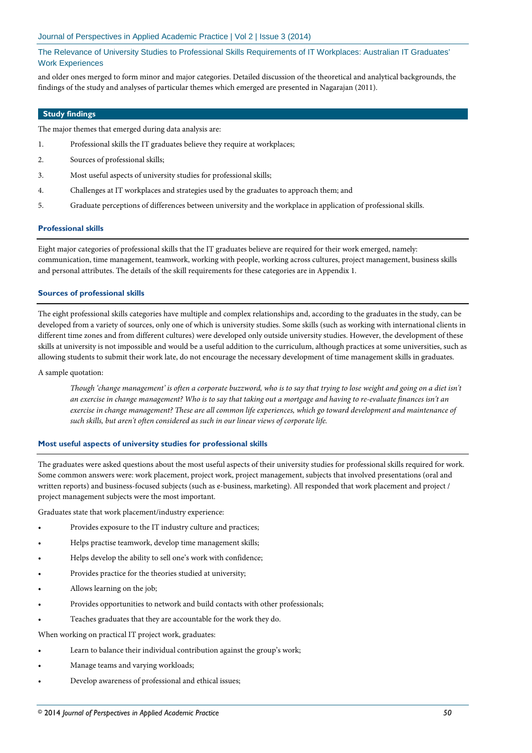and older ones merged to form minor and major categories. Detailed discussion of the theoretical and analytical backgrounds, the findings of the study and analyses of particular themes which emerged are presented in Nagarajan (2011).

## Study findings

The major themes that emerged during data analysis are:

1. Professional skills the IT graduates believe they require at workplaces;
2. Sources of professional skills;
3. Most useful aspects of university studies for professional skills;
4. Challenges at IT workplaces and strategies used by the graduates to approach them; and
5. Graduate perceptions of differences between university and the workplace in application of professional skills.

### Professional skills

Eight major categories of professional skills that the IT graduates believe are required for their work emerged, namely: communication, time management, teamwork, working with people, working across cultures, project management, business skills and personal attributes. The details of the skill requirements for these categories are in Appendix 1.

### Sources of professional skills

The eight professional skills categories have multiple and complex relationships and, according to the graduates in the study, can be developed from a variety of sources, only one of which is university studies. Some skills (such as working with international clients in different time zones and from different cultures) were developed only outside university studies. However, the development of these skills at university is not impossible and would be a useful addition to the curriculum, although practices at some universities, such as allowing students to submit their work late, do not encourage the necessary development of time management skills in graduates.

A sample quotation:

> *Though 'change management' is often a corporate buzzword, who is to say that trying to lose weight and going on a diet isn't an exercise in change management? Who is to say that taking out a mortgage and having to re-evaluate finances isn't an exercise in change management? These are all common life experiences, which go toward development and maintenance of such skills, but aren't often considered as such in our linear views of corporate life.*

### Most useful aspects of university studies for professional skills

The graduates were asked questions about the most useful aspects of their university studies for professional skills required for work. Some common answers were: work placement, project work, project management, subjects that involved presentations (oral and written reports) and business-focused subjects (such as e-business, marketing). All responded that work placement and project / project management subjects were the most important.

Graduates state that work placement/industry experience:

- Provides exposure to the IT industry culture and practices;
- Helps practise teamwork, develop time management skills;
- Helps develop the ability to sell one's work with confidence;
- Provides practice for the theories studied at university;
- Allows learning on the job;
- Provides opportunities to network and build contacts with other professionals;
- Teaches graduates that they are accountable for the work they do.

When working on practical IT project work, graduates:

- Learn to balance their individual contribution against the group's work;
- Manage teams and varying workloads;
- Develop awareness of professional and ethical issues;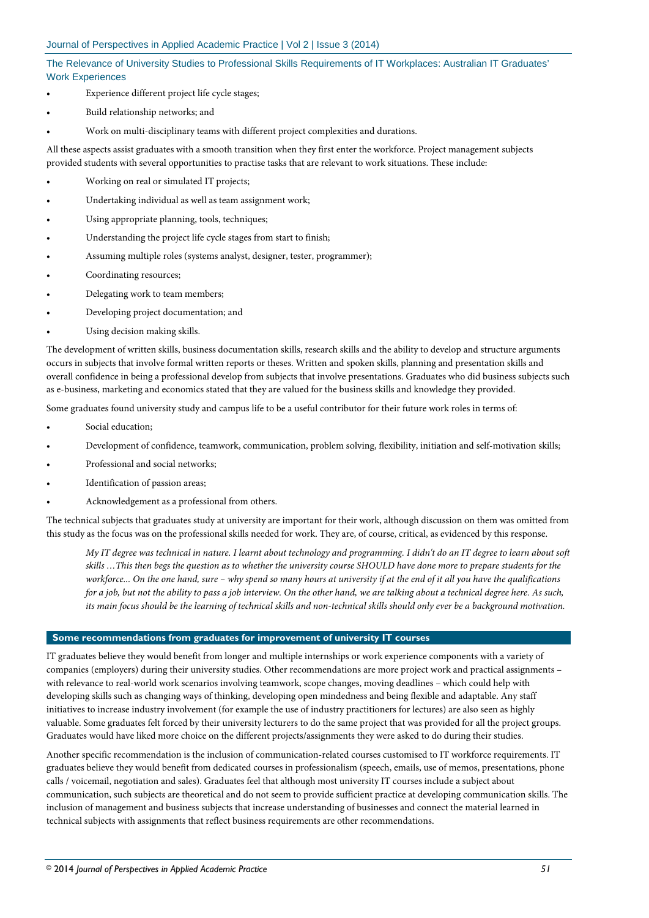- Experience different project life cycle stages;
- Build relationship networks; and
- Work on multi-disciplinary teams with different project complexities and durations.

All these aspects assist graduates with a smooth transition when they first enter the workforce. Project management subjects provided students with several opportunities to practise tasks that are relevant to work situations. These include:

- Working on real or simulated IT projects;
- Undertaking individual as well as team assignment work;
- Using appropriate planning, tools, techniques;
- Understanding the project life cycle stages from start to finish;
- Assuming multiple roles (systems analyst, designer, tester, programmer);
- Coordinating resources;
- Delegating work to team members;
- Developing project documentation; and
- Using decision making skills.

The development of written skills, business documentation skills, research skills and the ability to develop and structure arguments occurs in subjects that involve formal written reports or theses. Written and spoken skills, planning and presentation skills and overall confidence in being a professional develop from subjects that involve presentations. Graduates who did business subjects such as e-business, marketing and economics stated that they are valued for the business skills and knowledge they provided.

Some graduates found university study and campus life to be a useful contributor for their future work roles in terms of:

- Social education;
- Development of confidence, teamwork, communication, problem solving, flexibility, initiation and self-motivation skills;
- Professional and social networks;
- Identification of passion areas;
- Acknowledgement as a professional from others.

The technical subjects that graduates study at university are important for their work, although discussion on them was omitted from this study as the focus was on the professional skills needed for work. They are, of course, critical, as evidenced by this response.

> *My IT degree was technical in nature. I learnt about technology and programming. I didn't do an IT degree to learn about soft skills …This then begs the question as to whether the university course SHOULD have done more to prepare students for the workforce... On the one hand, sure – why spend so many hours at university if at the end of it all you have the qualifications for a job, but not the ability to pass a job interview. On the other hand, we are talking about a technical degree here. As such, its main focus should be the learning of technical skills and non-technical skills should only ever be a background motivation.*

## Some recommendations from graduates for improvement of university IT courses

IT graduates believe they would benefit from longer and multiple internships or work experience components with a variety of companies (employers) during their university studies. Other recommendations are more project work and practical assignments – with relevance to real-world work scenarios involving teamwork, scope changes, moving deadlines – which could help with developing skills such as changing ways of thinking, developing open mindedness and being flexible and adaptable. Any staff initiatives to increase industry involvement (for example the use of industry practitioners for lectures) are also seen as highly valuable. Some graduates felt forced by their university lecturers to do the same project that was provided for all the project groups. Graduates would have liked more choice on the different projects/assignments they were asked to do during their studies.

Another specific recommendation is the inclusion of communication-related courses customised to IT workforce requirements. IT graduates believe they would benefit from dedicated courses in professionalism (speech, emails, use of memos, presentations, phone calls / voicemail, negotiation and sales). Graduates feel that although most university IT courses include a subject about communication, such subjects are theoretical and do not seem to provide sufficient practice at developing communication skills. The inclusion of management and business subjects that increase understanding of businesses and connect the material learned in technical subjects with assignments that reflect business requirements are other recommendations.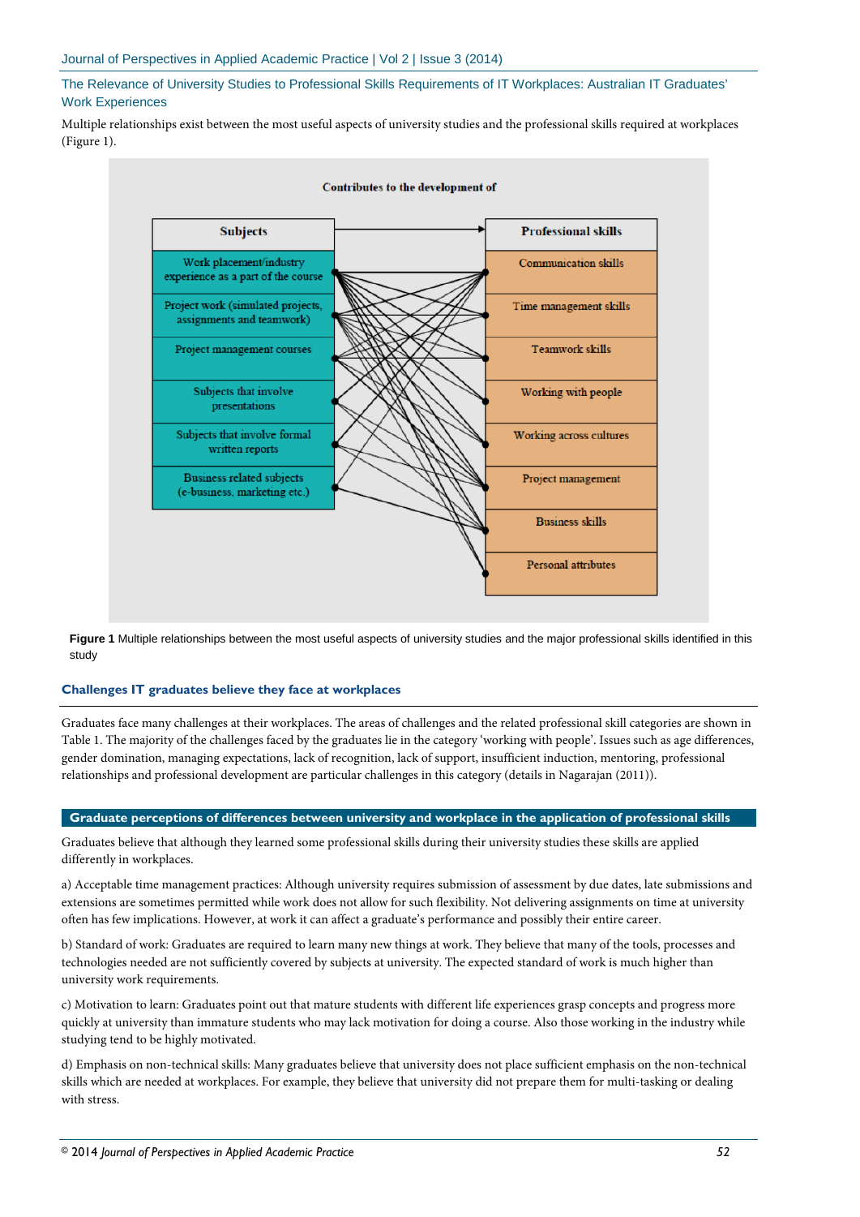Multiple relationships exist between the most useful aspects of university studies and the professional skills required at workplaces (Figure 1).

**Figure 1** Multiple relationships between the most useful aspects of university studies and the major professional skills identified in this study

### Challenges IT graduates believe they face at workplaces

Graduates face many challenges at their workplaces. The areas of challenges and the related professional skill categories are shown in Table 1. The majority of the challenges faced by the graduates lie in the category 'working with people'. Issues such as age differences, gender domination, managing expectations, lack of recognition, lack of support, insufficient induction, mentoring, professional relationships and professional development are particular challenges in this category (details in Nagarajan (2011)).

### Graduate perceptions of differences between university and workplace in the application of professional skills

Graduates believe that although they learned some professional skills during their university studies these skills are applied differently in workplaces.

a) Acceptable time management practices: Although university requires submission of assessment by due dates, late submissions and extensions are sometimes permitted while work does not allow for such flexibility. Not delivering assignments on time at university often has few implications. However, at work it can affect a graduate's performance and possibly their entire career.

b) Standard of work: Graduates are required to learn many new things at work. They believe that many of the tools, processes and technologies needed are not sufficiently covered by subjects at university. The expected standard of work is much higher than university work requirements.

c) Motivation to learn: Graduates point out that mature students with different life experiences grasp concepts and progress more quickly at university than immature students who may lack motivation for doing a course. Also those working in the industry while studying tend to be highly motivated.

d) Emphasis on non-technical skills: Many graduates believe that university does not place sufficient emphasis on the non-technical skills which are needed at workplaces. For example, they believe that university did not prepare them for multi-tasking or dealing with stress.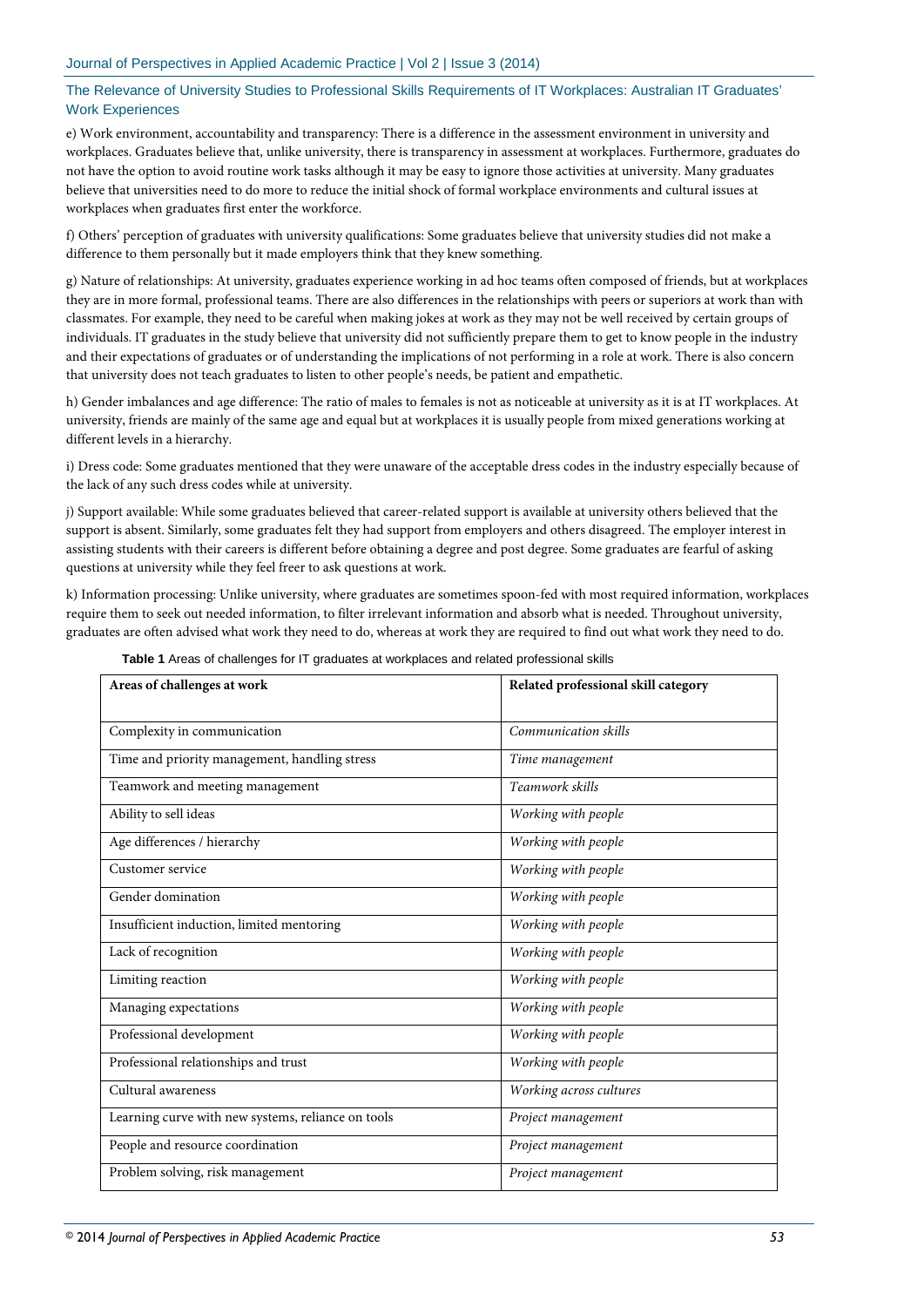e) Work environment, accountability and transparency: There is a difference in the assessment environment in university and workplaces. Graduates believe that, unlike university, there is transparency in assessment at workplaces. Furthermore, graduates do not have the option to avoid routine work tasks although it may be easy to ignore those activities at university. Many graduates believe that universities need to do more to reduce the initial shock of formal workplace environments and cultural issues at workplaces when graduates first enter the workforce.

f) Others' perception of graduates with university qualifications: Some graduates believe that university studies did not make a difference to them personally but it made employers think that they knew something.

g) Nature of relationships: At university, graduates experience working in ad hoc teams often composed of friends, but at workplaces they are in more formal, professional teams. There are also differences in the relationships with peers or superiors at work than with classmates. For example, they need to be careful when making jokes at work as they may not be well received by certain groups of individuals. IT graduates in the study believe that university did not sufficiently prepare them to get to know people in the industry and their expectations of graduates or of understanding the implications of not performing in a role at work. There is also concern that university does not teach graduates to listen to other people's needs, be patient and empathetic.

h) Gender imbalances and age difference: The ratio of males to females is not as noticeable at university as it is at IT workplaces. At university, friends are mainly of the same age and equal but at workplaces it is usually people from mixed generations working at different levels in a hierarchy.

i) Dress code: Some graduates mentioned that they were unaware of the acceptable dress codes in the industry especially because of the lack of any such dress codes while at university.

j) Support available: While some graduates believed that career-related support is available at university others believed that the support is absent. Similarly, some graduates felt they had support from employers and others disagreed. The employer interest in assisting students with their careers is different before obtaining a degree and post degree. Some graduates are fearful of asking questions at university while they feel freer to ask questions at work.

k) Information processing: Unlike university, where graduates are sometimes spoon-fed with most required information, workplaces require them to seek out needed information, to filter irrelevant information and absorb what is needed. Throughout university, graduates are often advised what work they need to do, whereas at work they are required to find out what work they need to do.

**Table 1** Areas of challenges for IT graduates at workplaces and related professional skills

| **Areas of challenges at work** | **Related professional skill category** |
|---|---|
| Complexity in communication | *Communication skills* |
| Time and priority management, handling stress | *Time management* |
| Teamwork and meeting management | *Teamwork skills* |
| Ability to sell ideas | *Working with people* |
| Age differences / hierarchy | *Working with people* |
| Customer service | *Working with people* |
| Gender domination | *Working with people* |
| Insufficient induction, limited mentoring | *Working with people* |
| Lack of recognition | *Working with people* |
| Limiting reaction | *Working with people* |
| Managing expectations | *Working with people* |
| Professional development | *Working with people* |
| Professional relationships and trust | *Working with people* |
| Cultural awareness | *Working across cultures* |
| Learning curve with new systems, reliance on tools | *Project management* |
| People and resource coordination | *Project management* |
| Problem solving, risk management | *Project management* |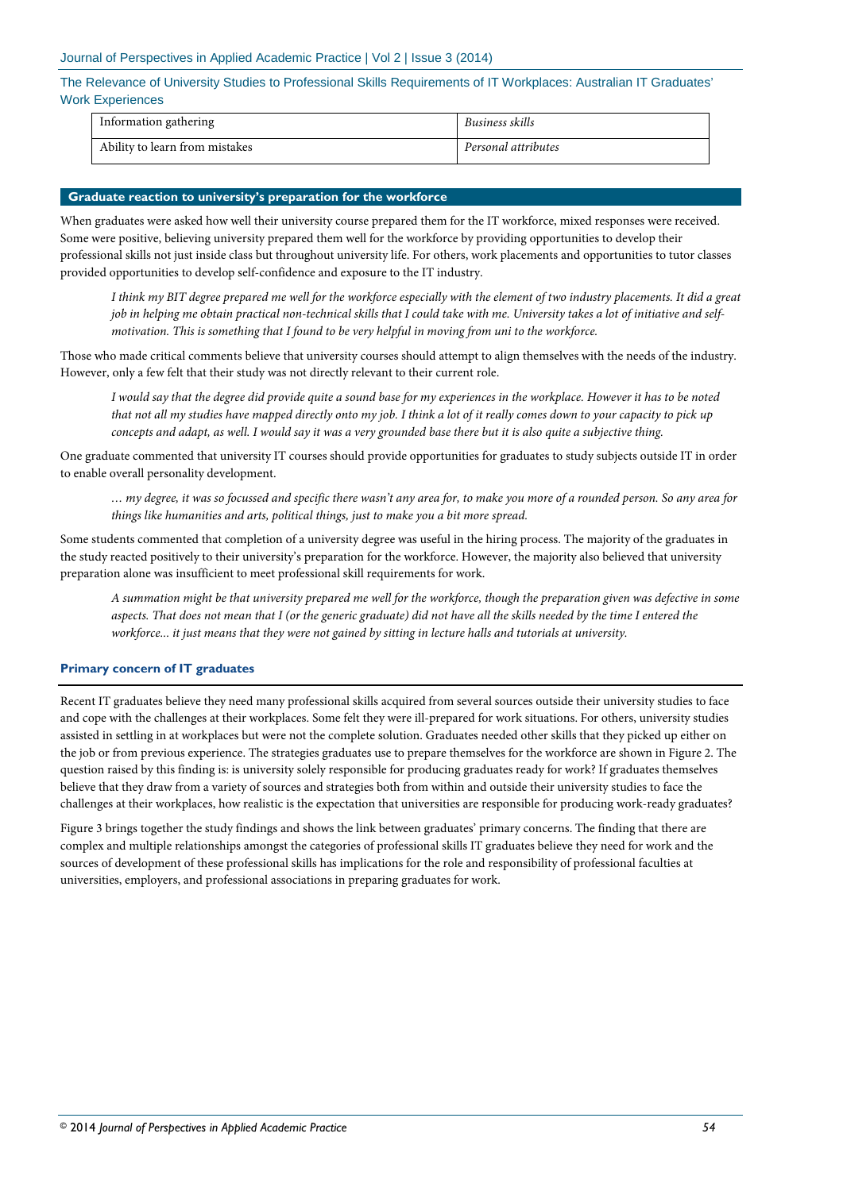| Information gathering | *Business skills* |
|---|---|
| Ability to learn from mistakes | *Personal attributes* |

## Graduate reaction to university's preparation for the workforce

When graduates were asked how well their university course prepared them for the IT workforce, mixed responses were received. Some were positive, believing university prepared them well for the workforce by providing opportunities to develop their professional skills not just inside class but throughout university life. For others, work placements and opportunities to tutor classes provided opportunities to develop self-confidence and exposure to the IT industry.

> *I think my BIT degree prepared me well for the workforce especially with the element of two industry placements. It did a great job in helping me obtain practical non-technical skills that I could take with me. University takes a lot of initiative and self-motivation. This is something that I found to be very helpful in moving from uni to the workforce.*

Those who made critical comments believe that university courses should attempt to align themselves with the needs of the industry. However, only a few felt that their study was not directly relevant to their current role.

> *I would say that the degree did provide quite a sound base for my experiences in the workplace. However it has to be noted that not all my studies have mapped directly onto my job. I think a lot of it really comes down to your capacity to pick up concepts and adapt, as well. I would say it was a very grounded base there but it is also quite a subjective thing.*

One graduate commented that university IT courses should provide opportunities for graduates to study subjects outside IT in order to enable overall personality development.

> *… my degree, it was so focussed and specific there wasn't any area for, to make you more of a rounded person. So any area for things like humanities and arts, political things, just to make you a bit more spread.*

Some students commented that completion of a university degree was useful in the hiring process. The majority of the graduates in the study reacted positively to their university's preparation for the workforce. However, the majority also believed that university preparation alone was insufficient to meet professional skill requirements for work.

> *A summation might be that university prepared me well for the workforce, though the preparation given was defective in some aspects. That does not mean that I (or the generic graduate) did not have all the skills needed by the time I entered the workforce... it just means that they were not gained by sitting in lecture halls and tutorials at university.*

### Primary concern of IT graduates

Recent IT graduates believe they need many professional skills acquired from several sources outside their university studies to face and cope with the challenges at their workplaces. Some felt they were ill-prepared for work situations. For others, university studies assisted in settling in at workplaces but were not the complete solution. Graduates needed other skills that they picked up either on the job or from previous experience. The strategies graduates use to prepare themselves for the workforce are shown in Figure 2. The question raised by this finding is: is university solely responsible for producing graduates ready for work? If graduates themselves believe that they draw from a variety of sources and strategies both from within and outside their university studies to face the challenges at their workplaces, how realistic is the expectation that universities are responsible for producing work-ready graduates?

Figure 3 brings together the study findings and shows the link between graduates' primary concerns. The finding that there are complex and multiple relationships amongst the categories of professional skills IT graduates believe they need for work and the sources of development of these professional skills has implications for the role and responsibility of professional faculties at universities, employers, and professional associations in preparing graduates for work.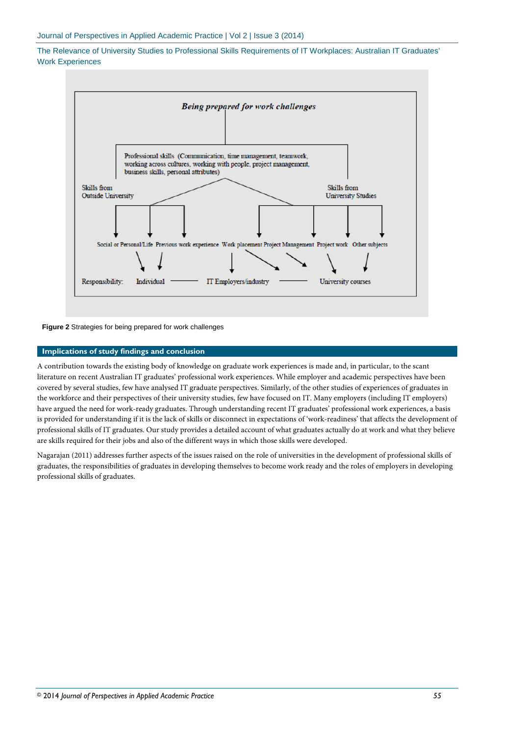Being prepared for work challenges

Professional skills (Communication, time management, teamwork, working across cultures, working with people, project management, business skills, personal attributes)

Skills from Outside University

Skills from University Studies

Social or Personal/Life Previous work experience Work placement Project Management Project work Other subjects

Responsibility: Individual —— IT Employers/industry —— University courses

**Figure 2** Strategies for being prepared for work challenges

## Implications of study findings and conclusion

A contribution towards the existing body of knowledge on graduate work experiences is made and, in particular, to the scant literature on recent Australian IT graduates' professional work experiences. While employer and academic perspectives have been covered by several studies, few have analysed IT graduate perspectives. Similarly, of the other studies of experiences of graduates in the workforce and their perspectives of their university studies, few have focused on IT. Many employers (including IT employers) have argued the need for work-ready graduates. Through understanding recent IT graduates' professional work experiences, a basis is provided for understanding if it is the lack of skills or disconnect in expectations of 'work-readiness' that affects the development of professional skills of IT graduates. Our study provides a detailed account of what graduates actually do at work and what they believe are skills required for their jobs and also of the different ways in which those skills were developed.

Nagarajan (2011) addresses further aspects of the issues raised on the role of universities in the development of professional skills of graduates, the responsibilities of graduates in developing themselves to become work ready and the roles of employers in developing professional skills of graduates.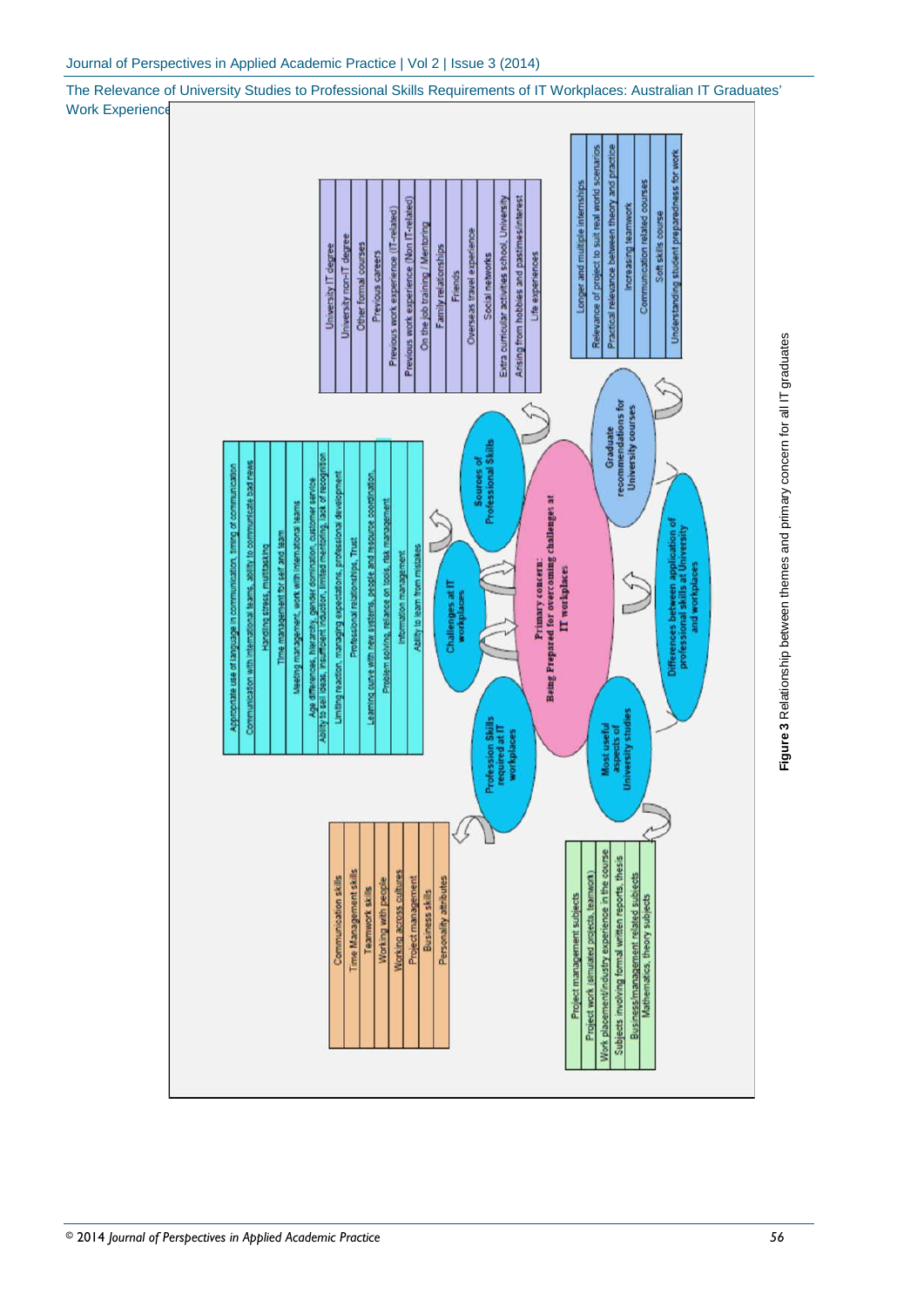**Primary concern: Being Prepared for overcoming challenges at IT workplaces**

**Sources of Professional Skills**

- University IT degree
- University non-IT degree
- Other formal courses
- Previous careers
- Previous work experience (IT-related)
- Previous work experience (Non IT-related)
- On the job training / Mentoring
- Family relationships
- Friends
- Overseas travel experience
- Social networks
- Extra curricular activities school, University
- Arising from hobbies and pastimes/interest
- Life experiences

**Graduate recommendations for University courses**

- Longer and multiple internships
- Relevance of project to suit real world scenarios
- Practical relevance between theory and practice
- Increasing teamwork
- Communication related courses
- Soft skills course
- Understanding student preparedness for work

**Differences between application of professional skills at University and workplaces**

**Challenges at IT workplaces**

- Appropriate use of language in communication, timing of communication
- Communication with international teams, ability to communicate bad news
- Handling stress, multitasking
- Time management for self and team
- Meeting management, work with international teams
- Age differences, hierarchy, gender domination, customer service
- Ability to sell ideas, insufficient induction, limited mentoring, lack of recognition
- Limiting reaction, managing expectations, professional development
- Professional relationships, Trust
- Learning curve with new systems, people and resource coordination
- Problem solving, reliance on tools, risk management
- Information management
- Ability to learn from mistakes

**Profession Skills required at IT workplaces**

- Communication skills
- Time Management skills
- Teamwork skills
- Working with people
- Working across cultures
- Project management
- Business skills
- Personality attributes

**Most useful aspects of University studies**

- Project management subjects
- Project work (simulated projects, teamwork)
- Work placement/industry experience in the course
- Subjects involving formal written reports, thesis
- Business/management related subjects
- Mathematics, theory subjects

**Figure 3** Relationship between themes and primary concern for all IT graduates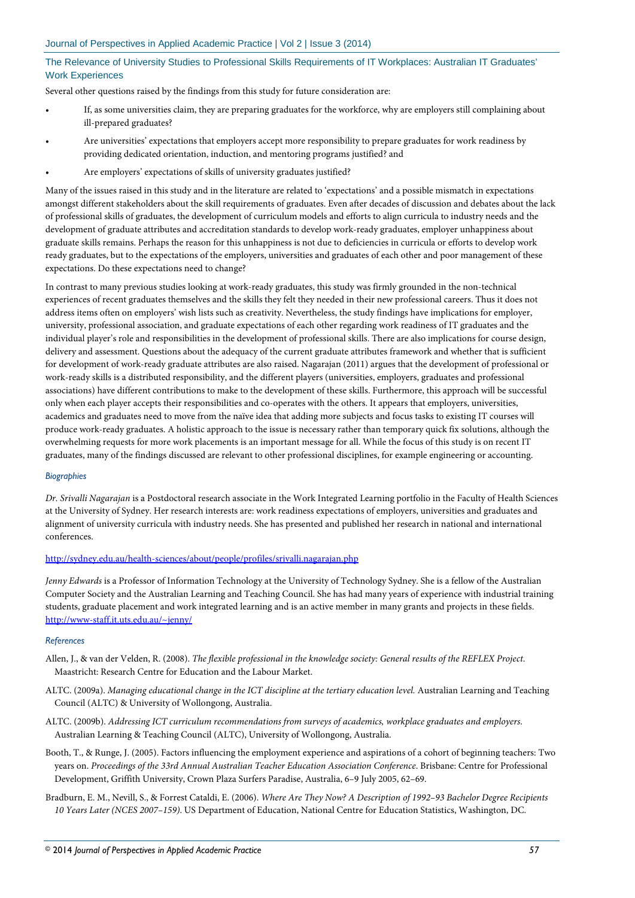Several other questions raised by the findings from this study for future consideration are:

- If, as some universities claim, they are preparing graduates for the workforce, why are employers still complaining about ill-prepared graduates?
- Are universities' expectations that employers accept more responsibility to prepare graduates for work readiness by providing dedicated orientation, induction, and mentoring programs justified? and
- Are employers' expectations of skills of university graduates justified?

Many of the issues raised in this study and in the literature are related to 'expectations' and a possible mismatch in expectations amongst different stakeholders about the skill requirements of graduates. Even after decades of discussion and debates about the lack of professional skills of graduates, the development of curriculum models and efforts to align curricula to industry needs and the development of graduate attributes and accreditation standards to develop work-ready graduates, employer unhappiness about graduate skills remains. Perhaps the reason for this unhappiness is not due to deficiencies in curricula or efforts to develop work ready graduates, but to the expectations of the employers, universities and graduates of each other and poor management of these expectations. Do these expectations need to change?

In contrast to many previous studies looking at work-ready graduates, this study was firmly grounded in the non-technical experiences of recent graduates themselves and the skills they felt they needed in their new professional careers. Thus it does not address items often on employers' wish lists such as creativity. Nevertheless, the study findings have implications for employer, university, professional association, and graduate expectations of each other regarding work readiness of IT graduates and the individual player's role and responsibilities in the development of professional skills. There are also implications for course design, delivery and assessment. Questions about the adequacy of the current graduate attributes framework and whether that is sufficient for development of work-ready graduate attributes are also raised. Nagarajan (2011) argues that the development of professional or work-ready skills is a distributed responsibility, and the different players (universities, employers, graduates and professional associations) have different contributions to make to the development of these skills. Furthermore, this approach will be successful only when each player accepts their responsibilities and co-operates with the others. It appears that employers, universities, academics and graduates need to move from the naïve idea that adding more subjects and focus tasks to existing IT courses will produce work-ready graduates. A holistic approach to the issue is necessary rather than temporary quick fix solutions, although the overwhelming requests for more work placements is an important message for all. While the focus of this study is on recent IT graduates, many of the findings discussed are relevant to other professional disciplines, for example engineering or accounting.

### *Biographies*

*Dr. Srivalli Nagarajan* is a Postdoctoral research associate in the Work Integrated Learning portfolio in the Faculty of Health Sciences at the University of Sydney. Her research interests are: work readiness expectations of employers, universities and graduates and alignment of university curricula with industry needs. She has presented and published her research in national and international conferences.

http://sydney.edu.au/health-sciences/about/people/profiles/srivalli.nagarajan.php

*Jenny Edwards* is a Professor of Information Technology at the University of Technology Sydney. She is a fellow of the Australian Computer Society and the Australian Learning and Teaching Council. She has had many years of experience with industrial training students, graduate placement and work integrated learning and is an active member in many grants and projects in these fields. http://www-staff.it.uts.edu.au/~jenny/

### *References*

Allen, J., & van der Velden, R. (2008). *The flexible professional in the knowledge society: General results of the REFLEX Project.* Maastricht: Research Centre for Education and the Labour Market.

ALTC. (2009a). *Managing educational change in the ICT discipline at the tertiary education level.* Australian Learning and Teaching Council (ALTC) & University of Wollongong, Australia.

ALTC. (2009b). *Addressing ICT curriculum recommendations from surveys of academics, workplace graduates and employers.* Australian Learning & Teaching Council (ALTC), University of Wollongong, Australia.

Booth, T., & Runge, J. (2005). Factors influencing the employment experience and aspirations of a cohort of beginning teachers: Two years on. *Proceedings of the 33rd Annual Australian Teacher Education Association Conference*. Brisbane: Centre for Professional Development, Griffith University, Crown Plaza Surfers Paradise, Australia, 6–9 July 2005, 62–69.

Bradburn, E. M., Nevill, S., & Forrest Cataldi, E. (2006). *Where Are They Now? A Description of 1992–93 Bachelor Degree Recipients 10 Years Later (NCES 2007–159).* US Department of Education, National Centre for Education Statistics, Washington, DC.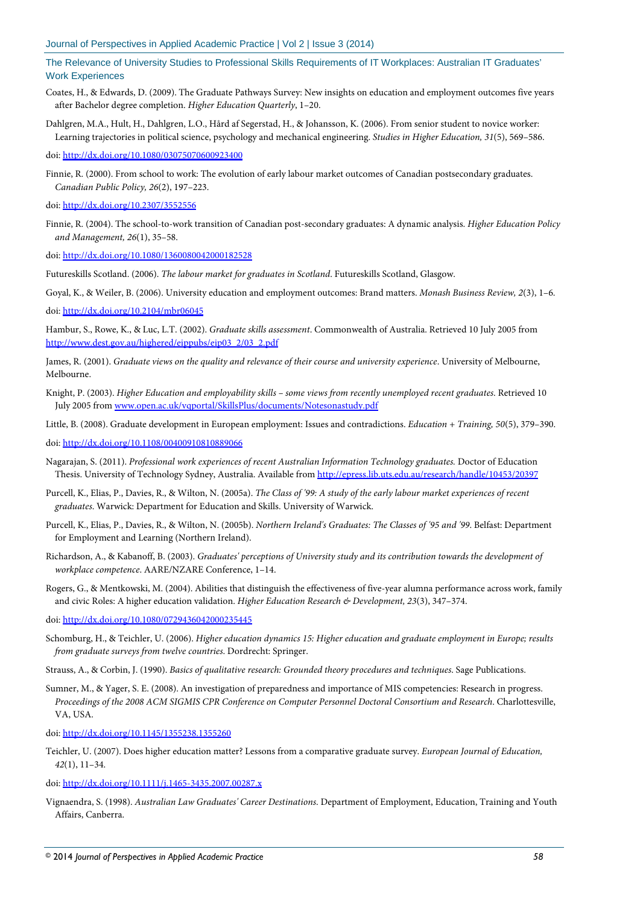Coates, H., & Edwards, D. (2009). The Graduate Pathways Survey: New insights on education and employment outcomes five years after Bachelor degree completion. *Higher Education Quarterly*, 1–20.

Dahlgren, M.A., Hult, H., Dahlgren, L.O., Hård af Segerstad, H., & Johansson, K. (2006). From senior student to novice worker: Learning trajectories in political science, psychology and mechanical engineering. *Studies in Higher Education, 31*(5), 569–586.

doi: http://dx.doi.org/10.1080/03075070600923400

Finnie, R. (2000). From school to work: The evolution of early labour market outcomes of Canadian postsecondary graduates. *Canadian Public Policy, 26*(2), 197–223.

doi: http://dx.doi.org/10.2307/3552556

Finnie, R. (2004). The school-to-work transition of Canadian post-secondary graduates: A dynamic analysis. *Higher Education Policy and Management, 26*(1), 35–58.

doi: http://dx.doi.org/10.1080/1360080042000182528

Futureskills Scotland. (2006). *The labour market for graduates in Scotland*. Futureskills Scotland, Glasgow.

Goyal, K., & Weiler, B. (2006). University education and employment outcomes: Brand matters. *Monash Business Review, 2*(3), 1–6.

doi: http://dx.doi.org/10.2104/mbr06045

Hambur, S., Rowe, K., & Luc, L.T. (2002). *Graduate skills assessment*. Commonwealth of Australia. Retrieved 10 July 2005 from http://www.dest.gov.au/highered/eippubs/eip03_2/03_2.pdf

James, R. (2001). *Graduate views on the quality and relevance of their course and university experience*. University of Melbourne, Melbourne.

Knight, P. (2003). *Higher Education and employability skills – some views from recently unemployed recent graduates.* Retrieved 10 July 2005 from www.open.ac.uk/vqportal/SkillsPlus/documents/Notesonastudy.pdf

Little, B. (2008). Graduate development in European employment: Issues and contradictions. *Education + Training, 50*(5), 379–390.

doi: http://dx.doi.org/10.1108/00400910810889066

Nagarajan, S. (2011). *Professional work experiences of recent Australian Information Technology graduates.* Doctor of Education Thesis. University of Technology Sydney, Australia. Available from http://epress.lib.uts.edu.au/research/handle/10453/20397

Purcell, K., Elias, P., Davies, R., & Wilton, N. (2005a). *The Class of '99: A study of the early labour market experiences of recent graduates.* Warwick: Department for Education and Skills. University of Warwick.

Purcell, K., Elias, P., Davies, R., & Wilton, N. (2005b). *Northern Ireland's Graduates: The Classes of '95 and '99*. Belfast: Department for Employment and Learning (Northern Ireland).

Richardson, A., & Kabanoff, B. (2003). *Graduates' perceptions of University study and its contribution towards the development of workplace competence*. AARE/NZARE Conference, 1–14.

Rogers, G., & Mentkowski, M. (2004). Abilities that distinguish the effectiveness of five-year alumna performance across work, family and civic Roles: A higher education validation. *Higher Education Research & Development, 23*(3), 347–374.

doi: http://dx.doi.org/10.1080/0729436042000235445

Schomburg, H., & Teichler, U. (2006). *Higher education dynamics 15: Higher education and graduate employment in Europe; results from graduate surveys from twelve countries.* Dordrecht: Springer.

Strauss, A., & Corbin, J. (1990). *Basics of qualitative research: Grounded theory procedures and techniques*. Sage Publications.

Sumner, M., & Yager, S. E. (2008). An investigation of preparedness and importance of MIS competencies: Research in progress. *Proceedings of the 2008 ACM SIGMIS CPR Conference on Computer Personnel Doctoral Consortium and Research*. Charlottesville, VA, USA.

doi: http://dx.doi.org/10.1145/1355238.1355260

Teichler, U. (2007). Does higher education matter? Lessons from a comparative graduate survey. *European Journal of Education, 42*(1), 11–34.

doi: http://dx.doi.org/10.1111/j.1465-3435.2007.00287.x

Vignaendra, S. (1998). *Australian Law Graduates' Career Destinations*. Department of Employment, Education, Training and Youth Affairs, Canberra.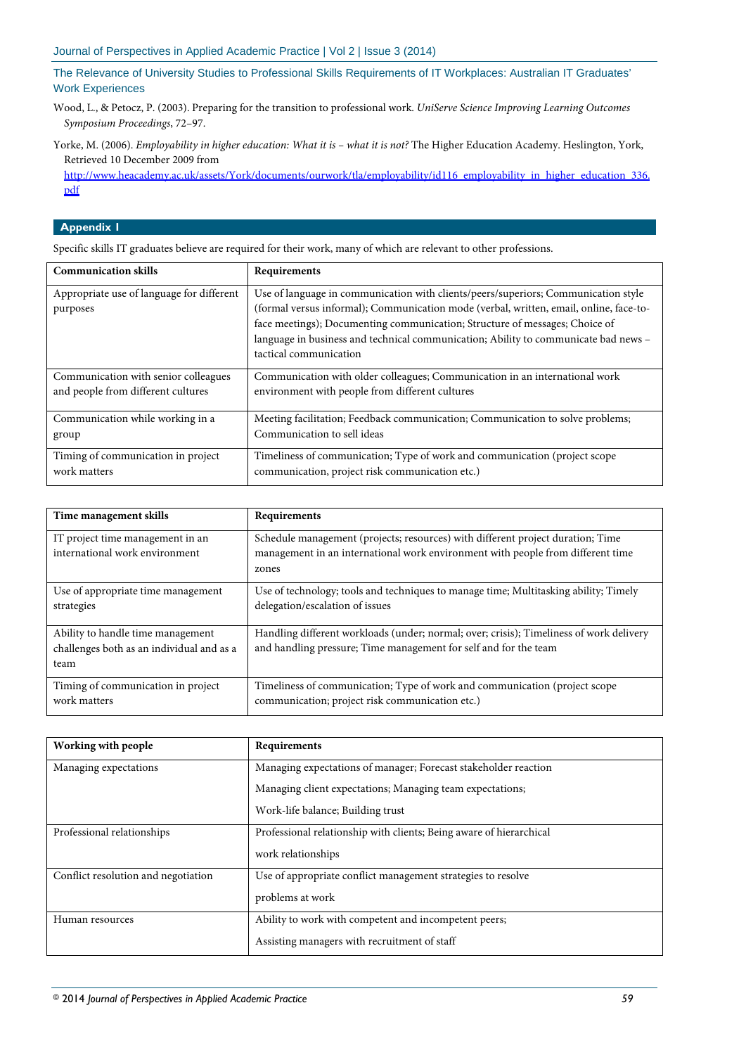Wood, L., & Petocz, P. (2003). Preparing for the transition to professional work. *UniServe Science Improving Learning Outcomes Symposium Proceedings*, 72–97.

Yorke, M. (2006). *Employability in higher education: What it is – what it is not?* The Higher Education Academy. Heslington, York, Retrieved 10 December 2009 from http://www.heacademy.ac.uk/assets/York/documents/ourwork/tla/employability/id116_employability_in_higher_education_336.pdf

## Appendix I

Specific skills IT graduates believe are required for their work, many of which are relevant to other professions.

| **Communication skills** | **Requirements** |
|---|---|
| Appropriate use of language for different purposes | Use of language in communication with clients/peers/superiors; Communication style (formal versus informal); Communication mode (verbal, written, email, online, face-to-face meetings); Documenting communication; Structure of messages; Choice of language in business and technical communication; Ability to communicate bad news – tactical communication |
| Communication with senior colleagues and people from different cultures | Communication with older colleagues; Communication in an international work environment with people from different cultures |
| Communication while working in a group | Meeting facilitation; Feedback communication; Communication to solve problems; Communication to sell ideas |
| Timing of communication in project work matters | Timeliness of communication; Type of work and communication (project scope communication, project risk communication etc.) |

| **Time management skills** | **Requirements** |
|---|---|
| IT project time management in an international work environment | Schedule management (projects; resources) with different project duration; Time management in an international work environment with people from different time zones |
| Use of appropriate time management strategies | Use of technology; tools and techniques to manage time; Multitasking ability; Timely delegation/escalation of issues |
| Ability to handle time management challenges both as an individual and as a team | Handling different workloads (under; normal; over; crisis); Timeliness of work delivery and handling pressure; Time management for self and for the team |
| Timing of communication in project work matters | Timeliness of communication; Type of work and communication (project scope communication; project risk communication etc.) |

| **Working with people** | **Requirements** |
|---|---|
| Managing expectations | Managing expectations of manager; Forecast stakeholder reaction<br>Managing client expectations; Managing team expectations;<br>Work-life balance; Building trust |
| Professional relationships | Professional relationship with clients; Being aware of hierarchical work relationships |
| Conflict resolution and negotiation | Use of appropriate conflict management strategies to resolve problems at work |
| Human resources | Ability to work with competent and incompetent peers;<br>Assisting managers with recruitment of staff |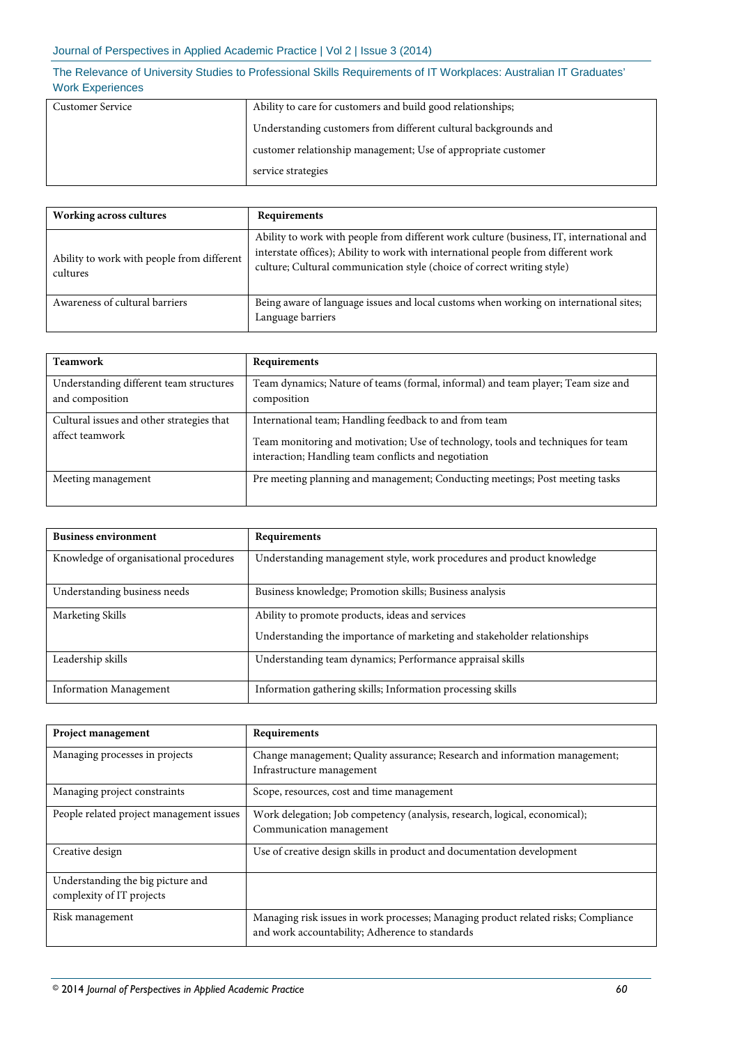| Customer Service | Ability to care for customers and build good relationships; Understanding customers from different cultural backgrounds and customer relationship management; Use of appropriate customer service strategies |
|---|---|

| Working across cultures | Requirements |
|---|---|
| Ability to work with people from different cultures | Ability to work with people from different work culture (business, IT, international and interstate offices); Ability to work with international people from different work culture; Cultural communication style (choice of correct writing style) |
| Awareness of cultural barriers | Being aware of language issues and local customs when working on international sites; Language barriers |

| Teamwork | Requirements |
|---|---|
| Understanding different team structures and composition | Team dynamics; Nature of teams (formal, informal) and team player; Team size and composition |
| Cultural issues and other strategies that affect teamwork | International team; Handling feedback to and from team<br>Team monitoring and motivation; Use of technology, tools and techniques for team interaction; Handling team conflicts and negotiation |
| Meeting management | Pre meeting planning and management; Conducting meetings; Post meeting tasks |

| Business environment | Requirements |
|---|---|
| Knowledge of organisational procedures | Understanding management style, work procedures and product knowledge |
| Understanding business needs | Business knowledge; Promotion skills; Business analysis |
| Marketing Skills | Ability to promote products, ideas and services<br>Understanding the importance of marketing and stakeholder relationships |
| Leadership skills | Understanding team dynamics; Performance appraisal skills |
| Information Management | Information gathering skills; Information processing skills |

| Project management | Requirements |
|---|---|
| Managing processes in projects | Change management; Quality assurance; Research and information management; Infrastructure management |
| Managing project constraints | Scope, resources, cost and time management |
| People related project management issues | Work delegation; Job competency (analysis, research, logical, economical); Communication management |
| Creative design | Use of creative design skills in product and documentation development |
| Understanding the big picture and complexity of IT projects | |
| Risk management | Managing risk issues in work processes; Managing product related risks; Compliance and work accountability; Adherence to standards |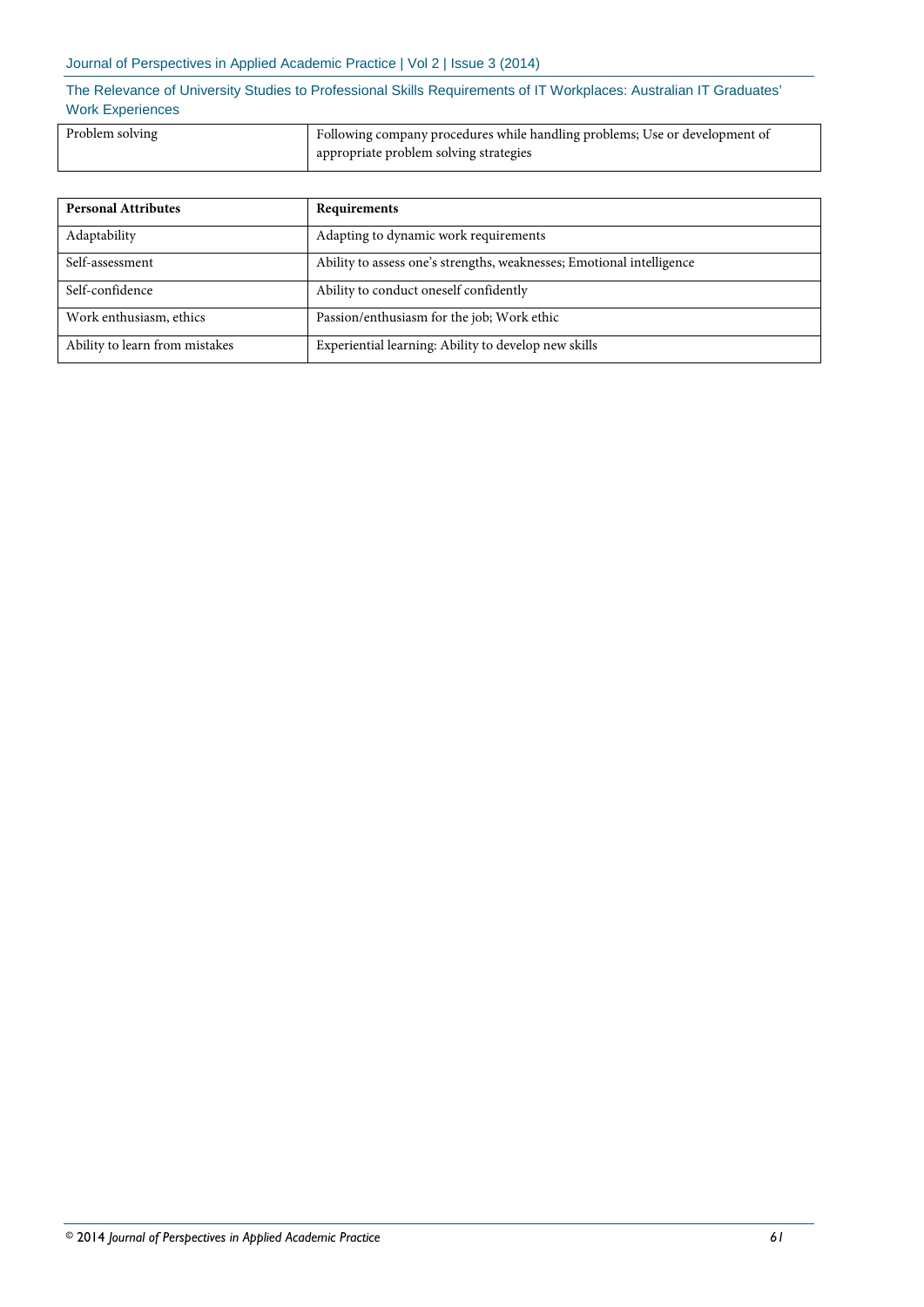| | |
|---|---|
| Problem solving | Following company procedures while handling problems; Use or development of appropriate problem solving strategies |

| Personal Attributes | Requirements |
|---|---|
| Adaptability | Adapting to dynamic work requirements |
| Self-assessment | Ability to assess one's strengths, weaknesses; Emotional intelligence |
| Self-confidence | Ability to conduct oneself confidently |
| Work enthusiasm, ethics | Passion/enthusiasm for the job; Work ethic |
| Ability to learn from mistakes | Experiential learning: Ability to develop new skills |